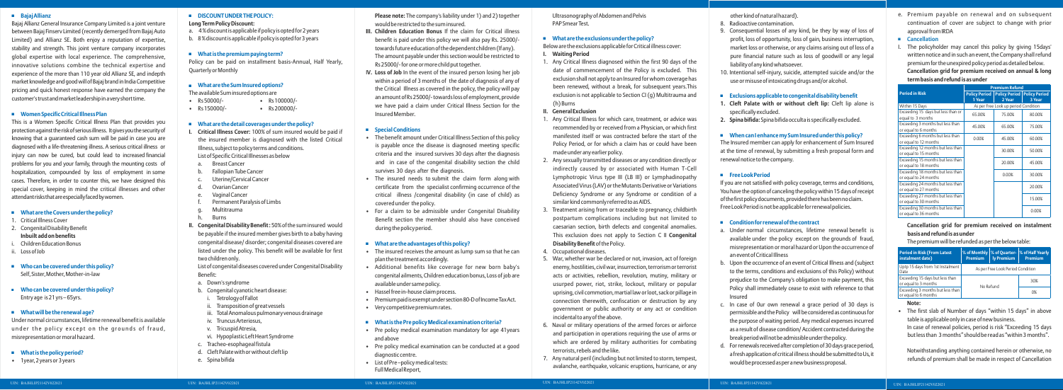## Bajaj Allianz

Bajaj Allianz General Insurance Company Limited is a joint venture between Bajaj Finserv Limited (recently demerged from Bajaj Auto Limited) and Allianz SE. Both enjoy a reputation of expertise, stability and strength. This joint venture company incorporates global expertise with local experience. The comprehensive, innovative solutions combine the technical expertise and experience of the more than 110 year old Allianz SE, and indepth market knowledge and good will of Bajaj brand in India Competitive pricing and quick honest response have earned the company the customer's trust and market leadership in a very short time.

## Women Specific Critical Illness Plan

This is a Women Specific Critical Illness Plan that provides you protection against the risk of serious illness. It gives you the security of knowing that a guaranteed cash sum will be paid in case you are diagnosed with a life-threatening illness. A serious critical illness or injury can now be cured, but could lead to increased financial problems for you and your family, through the mounting costs of hospitalization, compounded by loss of employment in some cases. Therefore, in order to counter this, we have designed this special cover, keeping in mind the critical illnesses and other attendant risks that are especially faced by women.

## What are the Covers under the policy?

1. Critical Illness Cover
2. Congenital Disability Benefit

**Inbuilt add on benefits**

i. Children Education Bonus
ii. Loss of Job

## Who can be covered under this policy?

Self, Sister, Mother, Mother-in-law

## Who can be covered under this policy?

Entry age is 21 yrs – 65yrs.

## What will be the renewal age?

Under normal circumstances, lifetime renewal benefit is available under the policy except on the grounds of fraud, misrepresentation or moral hazard.

## What is the policy period?

- 1year, 2 years or 3 years

## DISCOUNT UNDER THE POLICY:

**Long Term Policy Discount:**

a. 4% discount is applicable if policy is opted for 2 years
b. 8% discount is applicable if policy is opted for 3 years

## What is the premium paying term?

Policy can be paid on installment basis-Annual, Half Yearly, Quarterly or Monthly

## What are the Sum Insured options?

The available Sum insured options are

- Rs 50000/-
- Rs 100000/-
- Rs 150000/-
- Rs 200000/-

## What are the detail coverages under the policy?

I. **Critical Illness Cover:** 100% of sum insured would be paid if the insured member is diagnosed with the listed Critical Illness, subject to policy terms and conditions.
   List of Specific Critical Illnesses as below
   a. Breast Cancer
   b. Fallopian Tube Cancer
   c. Uterine/Cervical Cancer
   d. Ovarian Cancer
   e. Vaginal Cancer
   f. Permanent Paralysis of Limbs
   g. Multitrauma
   h. Burns

II. **Congenital Disability Benefit:** 50% of the sum insured would be payable if the insured member gives birth to a baby having congenital disease/ disorder; congenital diseases covered are listed under the policy. This benefit will be available for first two children only.
   List of congenital diseases covered under Congenital Disability Benefit:
   a. Down's syndrome
   b. Congenital cyanotic heart disease:
      i. Tetrology of Fallot
      ii. Transposition of great vessels
      iii. Total Anomalous pulmonary venous drainage
      iv. Truncus Arteriosus,
      v. Tricuspid Atresia,
      vi. Hypoplastic Left Heart Syndrome
   c. Tracheo-esophageal fistula
   d. Cleft Palate with or without cleft lip
   e. Spina bifida

**Please note:** The company's liability under 1) and 2) together would be restricted to the sum insured.

III. **Children Education Bonus** If the claim for Critical illness benefit is paid under this policy we will also pay Rs. 25000/- towards future education of the dependent children (If any). The amount payable under this section would be restricted to Rs 25000/- for one or more child put together.

IV. **Loss of Job** In the event of the insured person losing her job within a period of 3 months of the date of diagnosis of any of the Critical Illness as covered in the policy, the policy will pay an amount of Rs 25000/- towards loss of employment, provide we have paid a claim under Critical Illness Section for the Insured Member.

## Special Conditions

- The benefit amount under Critical Illness Section of this policy is payable once the disease is diagnosed meeting specific criteria and the insured survives 30 days after the diagnosis and in case of the congenital disability section the child survives 30 days after the diagnosis.
- The insured needs to submit the claim form along with certificate from the specialist confirming occurrence of the critical illness /congenital disability (in case of child) as covered under the policy.
- For a claim to be admissible under Congenital Disability Benefit section the member should also have conceived during the policy period.

## What are the advantages of this policy?

- The insured receives the amount as lump sum so that he can plan the treatment accordingly.
- Additional benefits like coverage for new born baby's congenital ailments, Children education bonus, Loss of job are available under same policy.
- Hassel free in-house claim process.
- Premium paid is exempt under section 80-D of Income Tax Act.
- Very competitive premium rates.

## What is the Pre policy Medical examination criteria?

- Pre policy medical examination mandatory for age 41years and above
- Pre policy medical examination can be conducted at a good diagnostic centre.
- List of Pre –policy medical tests:
  Full Medical Report,
  Ultrasonography of Abdomen and Pelvis
  PAP Smear Test.

## What are the exclusions under the policy?

Below are the exclusions applicable for Critical illness cover:

**I. Waiting Period**

1. Any Critical Illness diagnosed within the first 90 days of the date of commencement of the Policy is excluded. This exclusion shall not apply to an Insured for whom coverage has been renewed, without a break, for subsequent years.This exclusion is not applicable to Section CI (g) Multitrauma and (h) Burns

**II. General Exclusion**

1. Any Critical Illness for which care, treatment, or advice was recommended by or received from a Physician, or which first manifested itself or was contracted before the start of the Policy Period, or for which a claim has or could have been made under any earlier policy.
2. Any sexually transmitted diseases or any condition directly or indirectly caused by or associated with Human T-Cell Lymphotropic Virus type III (LB III) or Lymphadinopathy Associated Virus (LAV) or the Mutants Derivative or Variations Deficiency Syndrome or any Syndrome or condition of a similar kind commonly referred to as AIDS.
3. Treatment arising from or traceable to pregnancy, childbirth postpartum complications including but not limited to caesarian section, birth defects and congenital anomalies. This exclusion does not apply to Section C II **Congenital Disability Benefit** of the Policy.
4. Occupational diseases.
5. War, whether war be declared or not, invasion, act of foreign enemy, hostilities, civil war, insurrection, terrorism or terrorist acts or activities, rebellion, revolution, mutiny, military or usurped power, riot, strike, lockout, military or popular uprising, civil commotion, martial law or lost, sack or pillage in connection therewith, confiscation or destruction by any government or public authority or any act or condition incidental to any of the above.
6. Naval or military operations of the armed forces or airforce and participation in operations requiring the use of arms or which are ordered by military authorities for combating terrorists, rebels and the like.
7. Any natural peril (including but not limited to storm, tempest, avalanche, earthquake, volcanic eruptions, hurricane, or any other kind of natural hazard).
8. Radioactive contamination.
9. Consequential losses of any kind, be they by way of loss of profit, loss of opportunity, loss of gain, business interruption, market loss or otherwise, or any claims arising out of loss of a pure financial nature such as loss of goodwill or any legal liability of any kind whatsoever.
10. Intentional self-injury, suicide, attempted suicide and/or the use or misuse of intoxicating drugs and/or alcohol.

## Exclusions applicable to congenital disability benefit

1. **Cleft Palate with or without cleft lip:** Cleft lip alone is specifically excluded.
2. **Spina bifida:** Spina bifida occulta is specifically excluded.

## When can I enhance my Sum Insured under this policy?

The Insured member can apply for enhancement of Sum Insured at the time of renewal, by submitting a fresh proposal form and renewal notice to the company.

## Free Look Period

If you are not satisfied with policy coverage, terms and conditions, You have the option of canceling the policy within 15 days of receipt of the first policy documents, provided there has been no claim. Free Look Period is not be applicable for renewal policies.

## Condition for renewal of the contract

a. Under normal circumstances, lifetime renewal benefit is available under the policy except on the grounds of fraud, misrepresentation or moral hazard or Upon the occurrence of an event of Critical Illness
b. Upon the occurrence of an event of Critical Illness and (subject to the terms, conditions and exclusions of this Policy) without prejudice to the Company's obligation to make payment, this Policy shall immediately cease to exist with reference to that Insured
c. In case of 0ur own renewal a grace period of 30 days is permissible and the Policy will be considered as continuous for the purpose of waiting period. Any medical expenses incurred as a result of disease condition/ Accident contracted during the break period will not be admissible under the policy.
d. For renewals received after completion of 30 days grace period, a fresh application of critical illness should be submitted to Us, it would be processed as per a new business proposal.
e. Premium payable on renewal and on subsequent continuation of cover are subject to change with prior approval from IRDA

## Cancellation

I. The policyholder may cancel this policy by giving 15days' written notice and in such an event, the Company shall refund premium for the unexpired policy period as detailed below.

**Cancellation grid for premium received on annual & long term basis and refund is as under**

| Period in Risk | Premium Refund | | |
|---|---|---|---|
| | Policy Period 1 Year | Policy Period 2 Year | Policy Period 3 Year |
| Within 15 Days | As per Free Look up period Condition | | |
| Exceeding 15 days but less than or equal to 3 months | 65.00% | 75.00% | 80.00% |
| Exceeding 3 months but less than or equal to 6 months | 45.00% | 65.00% | 75.00% |
| Exceeding 6 months but less than or equal to 12 months | 0.00% | 45.00% | 60.00% |
| Exceeding 12 months but less than or equal to 15 months | | 30.00% | 50.00% |
| Exceeding 15 months but less than or equal to 18 months | | 20.00% | 45.00% |
| Exceeding 18 months but less than or equal to 24 months | | 0.00% | 30.00% |
| Exceeding 24 months but less than or equal to 27 months | | | 20.00% |
| Exceeding 27 months but less than or equal to 30 months | | | 15.00% |
| Exceeding 30 months but less than or equal to 36 months | | | 0.00% |

**Cancellation grid for premium received on instalment basis and refund is as under**

The premium will be refunded as per the below table:

| Period in Risk (From Latest instalment date) | % of Monthly Premium | % of Quarterly Premium | % of Half Yearly Premium |
|---|---|---|---|
| Upto 15 days from 1st Instalment Date | As per Free Look Period Condition | | |
| Exceeding 15 days but less than or equal to 3 months | No Refund | | 30% |
| Exceeding 3 months but less than or equal to 6 months | | | 0% |

**Note:**

- The first slab of Number of days "within 15 days" in above table is applicable only in case of new business.
  In case of renewal policies, period is risk "Exceeding 15 days but less than 3 months" should be read as "within 3 months".

  Notwithstanding anything contained herein or otherwise, no refunds of premium shall be made in respect of Cancellation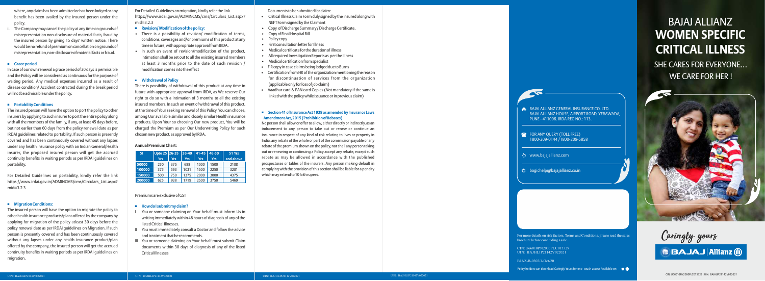where, any claim has been admitted or has been lodged or any benefit has been availed by the insured person under the policy.

i. The Company may cancel the policy at any time on grounds of misrepresentation non-disclosure of material facts, fraud by the insured person by giving 15 days' written notice. There would be no refund of premium on cancellation on grounds of misrepresentation, non-disclosure of material facts or fraud.

## Grace period

In case of our own renewal a grace period of 30 days is permissible and the Policy will be considered as continuous for the purpose of waiting period. Any medical expenses incurred as a result of disease condition/ Accident contracted during the break period will not be admissible under the policy.

## Portability Conditions

The insured person will have the option to port the policy to other insurers by applying to such insurer to port the entire policy along with all the members of the family, if any, at least 45 days before, but not earlier than 60 days from the policy renewal date as per IRDAI guidelines related to portability. If such person is presently covered and has been continuously covered without any lapses under any health insurance policy with an Indian General/Health insurer, the proposed insured person will get the accrued continuity benefits in waiting periods as per IRDAI guidelines on portability.

For Detailed Guidelines on portability, kindly refer the link https://www.irdai.gov.in/ADMINCMS/cms/Circulars_List.aspx?mid=3.2.3

## Migration Conditions:

The insured person will have the option to migrate the policy to other health insurance products/plans offered by the company by applying for migration of the policy atleast 30 days before the policy renewal date as per IRDAI guidelines on Migration. If such person is presently covered and has been continuously covered without any lapses under any health insurance product/plan offered by the company, the insured person will get the accrued continuity benefits in waiting periods as per IRDAI guidelines on migration.

For Detailed Guidelines on migration, kindly refer the link https://www.irdai.gov.in/ADMINCMS/cms/Circulars_List.aspx?mid=3.2.3

## Revision/ Modification of the policy:

- There is a possibility of revision/ modification of terms, conditions, coverages and/or premiums of this product at any time in future, with appropriate approval from IRDA.
- In such an event of revision/modification of the product, intimation shall be set out to all the existing insured members at least 3 months prior to the date of such revision / modification comes into the effect

## Withdrawal of Policy

There is possibility of withdrawal of this product at any time in future with appropriate approval from IRDA, as We reserve Our right to do so with a intimation of 3 months to all the existing insured members. In such an event of withdrawal of this product, at the time of Your seeking renewal of this Policy, You can choose, among Our available similar and closely similar Health insurance products. Upon Your so choosing Our new product, You will be charged the Premium as per Our Underwriting Policy for such chosen new product, as approved by IRDA.

### Annual Premium Chart:

| SI | Upto 25 Yrs | 26-35 Yrs | 36-40 Yrs | 41-45 Yrs | 46-50 Yrs | 51 Yrs and above |
|---|---|---|---|---|---|---|
| 50000 | 250 | 375 | 688 | 1000 | 1500 | 2188 |
| 100000 | 375 | 563 | 1031 | 1500 | 2250 | 3281 |
| 150000 | 500 | 750 | 1375 | 2000 | 3000 | 4375 |
| 200000 | 625 | 938 | 1719 | 2500 | 3750 | 5469 |

Premiums are exclusive of GST

## How do I submit my claim?

I You or someone claiming on Your behalf must inform Us in writing immediately within 48 hours of diagnosis of any of the listed Critical Illnesses.

II You must immediately consult a Doctor and follow the advice and treatment that he recommends.

III You or someone claiming on Your behalf must submit Claim documents within 30 days of diagnosis of any of the listed Critical Illnesses

Documents to be submitted for claim:

- Critical Illness Claim Form duly signed by the insured along with NEFT Form signed by the Claimant
- Copy of Discharge Summary / Discharge Certificate.
- Copy of Final Hospital Bill
- Policy copy
- First consultation letter for Illness
- Medical certificate for the duration of illness
- All required Investigation Reports as per the Illness
- Medical certification from specialist
- FIR copy in case claims being lodged due to Burns
- Certification from HR of the organization mentioning the reason for discontinuation of services from the organization (applicable only for loss of job claim)
- Aadhar card & PAN card Copies (Not mandatory if the same is linked with the policy while issuance or in previous claim)

## Section 41 of Insurance Act 1938 as amended by Insurance Laws Amendment Act, 2015 (Prohibition of Rebates)

No person shall allow or offer to allow, either directly or indirectly, as an inducement to any person to take out or renew or continue an insurance in respect of any kind of risk relating to lives or property in India, any rebate of the whole or part of the commission payable or any rebate of the premium shown on the policy, nor shall any person taking out or renewing or continuing a Policy accept any rebate, except such rebate as may be allowed in accordance with the published prospectuses or tables of the insurers. Any person making default in complying with the provision of this section shall be liable for a penalty which may extend to 10 lakh rupees.

BAJAJ ALLIANZ GENERAL INSURANCE CO. LTD.
BAJAJ ALLIANZ HOUSE, AIRPORT ROAD, YERAWADA, PUNE - 411006. IRDA REG NO.: 113.

FOR ANY QUERY (TOLL FREE)
1800-209-0144 /1800-209-5858

www.bajajallianz.com

bagichelp@bajajallianz.co.in

For more details on risk factors, Terms and Conditions, please read the sales brochure before concluding a sale.

CIN: U66010PN2000PLC015329
UIN: BAJHLIP21142V022021

BJAZ-B-0302/1-Oct-20

Policy holders can download Caringly Yours for one-touch access Available on:

# BAJAJ ALLIANZ WOMEN SPECIFIC CRITICAL ILLNESS

SHE CARES FOR EVERYONE…
WE CARE FOR HER !

Caringly yours

BAJAJ | Allianz

CIN: U66010PN2000PLC015329 | UIN: BAJHLIP21142V022021